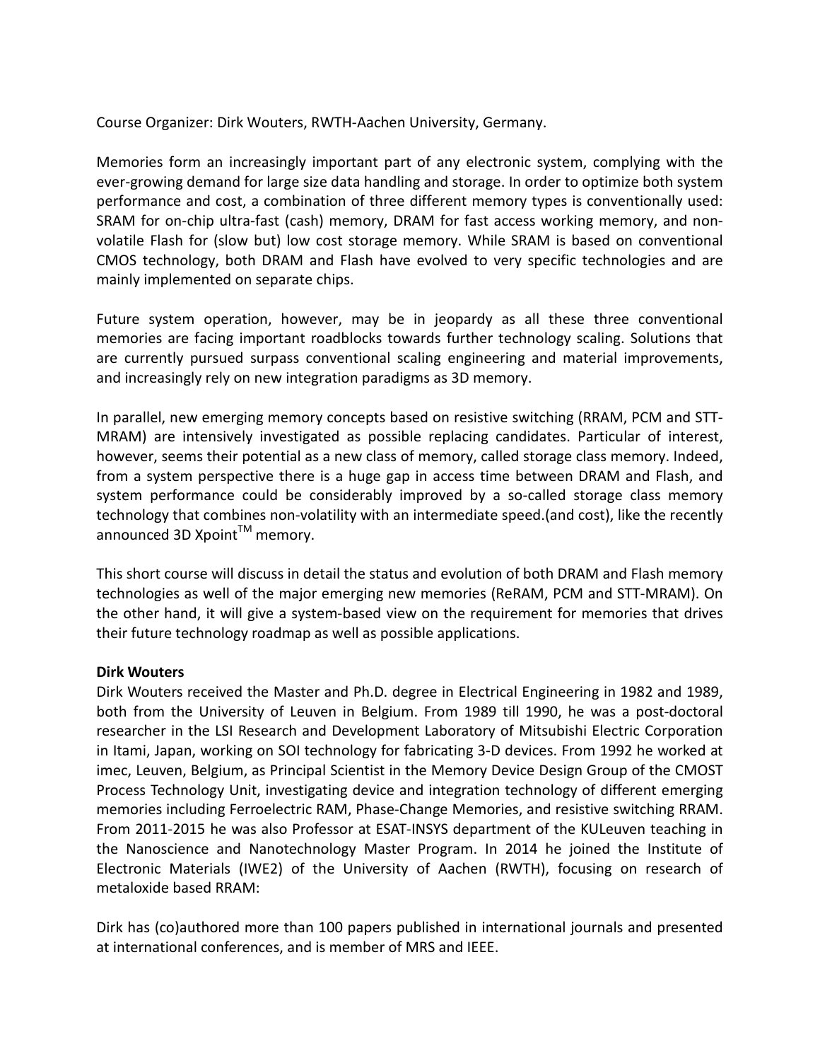Course Organizer: Dirk Wouters, RWTH-Aachen University, Germany.

Memories form an increasingly important part of any electronic system, complying with the ever-growing demand for large size data handling and storage. In order to optimize both system performance and cost, a combination of three different memory types is conventionally used: SRAM for on-chip ultra-fast (cash) memory, DRAM for fast access working memory, and non-volatile Flash for (slow but) low cost storage memory. While SRAM is based on conventional CMOS technology, both DRAM and Flash have evolved to very specific technologies and are mainly implemented on separate chips.

Future system operation, however, may be in jeopardy as all these three conventional memories are facing important roadblocks towards further technology scaling. Solutions that are currently pursued surpass conventional scaling engineering and material improvements, and increasingly rely on new integration paradigms as 3D memory.

In parallel, new emerging memory concepts based on resistive switching (RRAM, PCM and STT-MRAM) are intensively investigated as possible replacing candidates. Particular of interest, however, seems their potential as a new class of memory, called storage class memory. Indeed, from a system perspective there is a huge gap in access time between DRAM and Flash, and system performance could be considerably improved by a so-called storage class memory technology that combines non-volatility with an intermediate speed.(and cost), like the recently announced 3D Xpoint™ memory.

This short course will discuss in detail the status and evolution of both DRAM and Flash memory technologies as well of the major emerging new memories (ReRAM, PCM and STT-MRAM). On the other hand, it will give a system-based view on the requirement for memories that drives their future technology roadmap as well as possible applications.

**Dirk Wouters**

Dirk Wouters received the Master and Ph.D. degree in Electrical Engineering in 1982 and 1989, both from the University of Leuven in Belgium. From 1989 till 1990, he was a post-doctoral researcher in the LSI Research and Development Laboratory of Mitsubishi Electric Corporation in Itami, Japan, working on SOI technology for fabricating 3-D devices. From 1992 he worked at imec, Leuven, Belgium, as Principal Scientist in the Memory Device Design Group of the CMOST Process Technology Unit, investigating device and integration technology of different emerging memories including Ferroelectric RAM, Phase-Change Memories, and resistive switching RRAM. From 2011-2015 he was also Professor at ESAT-INSYS department of the KULeuven teaching in the Nanoscience and Nanotechnology Master Program. In 2014 he joined the Institute of Electronic Materials (IWE2) of the University of Aachen (RWTH), focusing on research of metaloxide based RRAM:

Dirk has (co)authored more than 100 papers published in international journals and presented at international conferences, and is member of MRS and IEEE.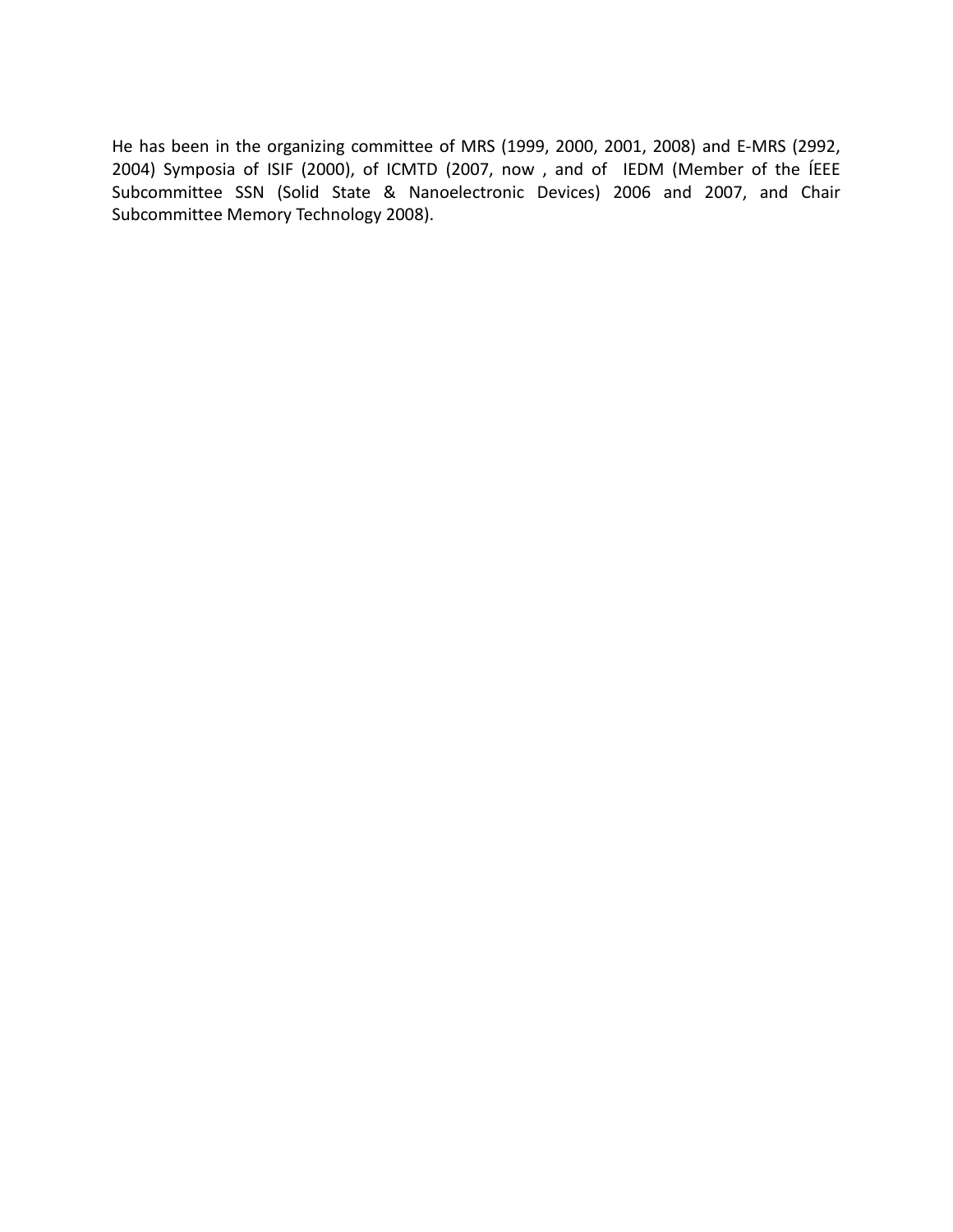He has been in the organizing committee of MRS (1999, 2000, 2001, 2008) and E-MRS (2992, 2004) Symposia of ISIF (2000), of ICMTD (2007, now , and of IEDM (Member of the ÍEEE Subcommittee SSN (Solid State & Nanoelectronic Devices) 2006 and 2007, and Chair Subcommittee Memory Technology 2008).